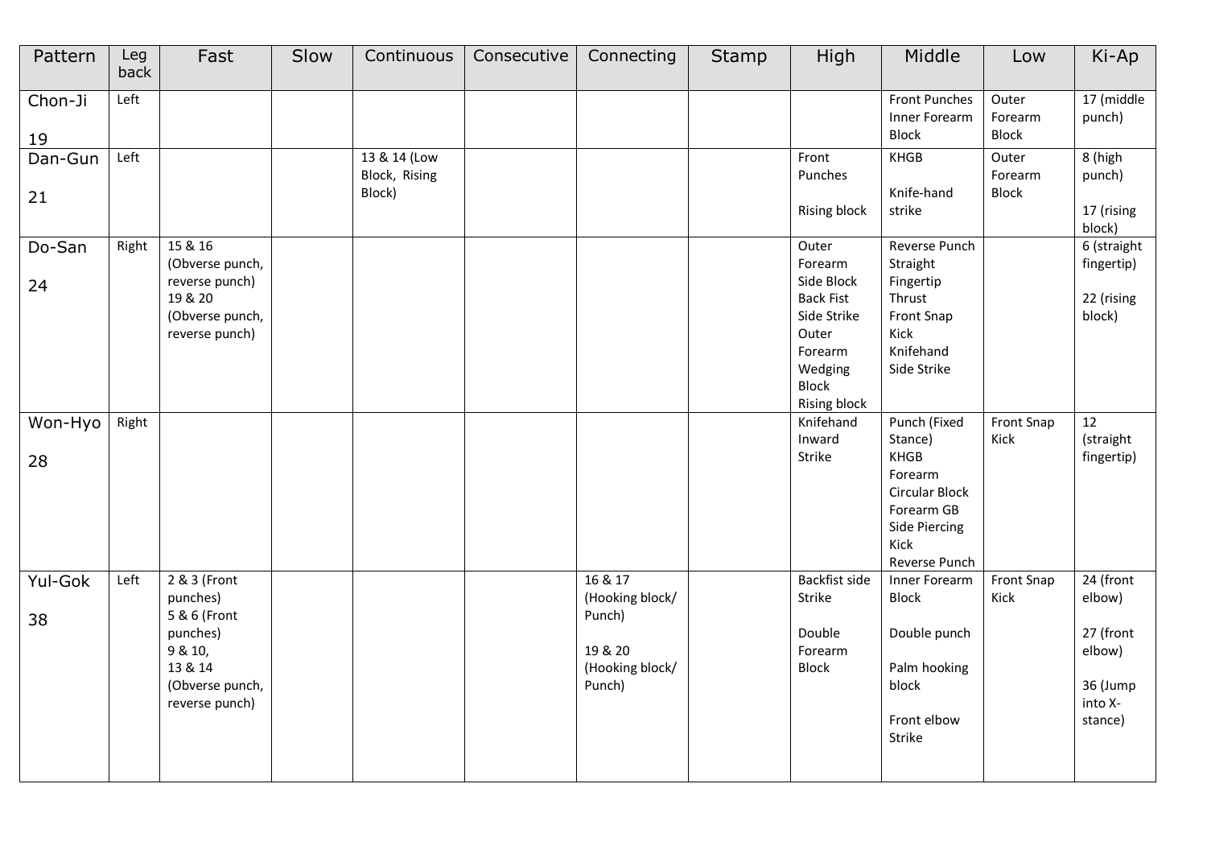| Pattern | Leg back | Fast | Slow | Continuous | Consecutive | Connecting | Stamp | High | Middle | Low | Ki-Ap |
|---|---|---|---|---|---|---|---|---|---|---|---|
| Chon-Ji<br><br>19 | Left | | | | | | | | Front Punches<br>Inner Forearm Block | Outer Forearm Block | 17 (middle punch) |
| Dan-Gun<br><br>21 | Left | | | 13 & 14 (Low Block, Rising Block) | | | | Front Punches<br><br>Rising block | KHGB<br><br>Knife-hand strike | Outer Forearm Block | 8 (high punch)<br><br>17 (rising block) |
| Do-San<br><br>24 | Right | 15 & 16 (Obverse punch, reverse punch)<br>19 & 20 (Obverse punch, reverse punch) | | | | | | Outer Forearm Side Block<br>Back Fist Side Strike<br>Outer Forearm Wedging Block<br>Rising block | Reverse Punch<br>Straight Fingertip Thrust<br>Front Snap Kick<br>Knifehand Side Strike | | 6 (straight fingertip)<br><br>22 (rising block) |
| Won-Hyo<br><br>28 | Right | | | | | | | Knifehand Inward Strike | Punch (Fixed Stance)<br>KHGB<br>Forearm Circular Block<br>Forearm GB<br>Side Piercing Kick<br>Reverse Punch | Front Snap Kick | 12 (straight fingertip) |
| Yul-Gok<br><br>38 | Left | 2 & 3 (Front punches)<br>5 & 6 (Front punches)<br>9 & 10,<br>13 & 14 (Obverse punch, reverse punch) | | | | 16 & 17 (Hooking block/ Punch)<br><br>19 & 20 (Hooking block/ Punch) | | Backfist side Strike<br><br>Double Forearm Block | Inner Forearm Block<br><br>Double punch<br><br>Palm hooking block<br><br>Front elbow Strike | Front Snap Kick | 24 (front elbow)<br><br>27 (front elbow)<br><br>36 (Jump into X-stance) |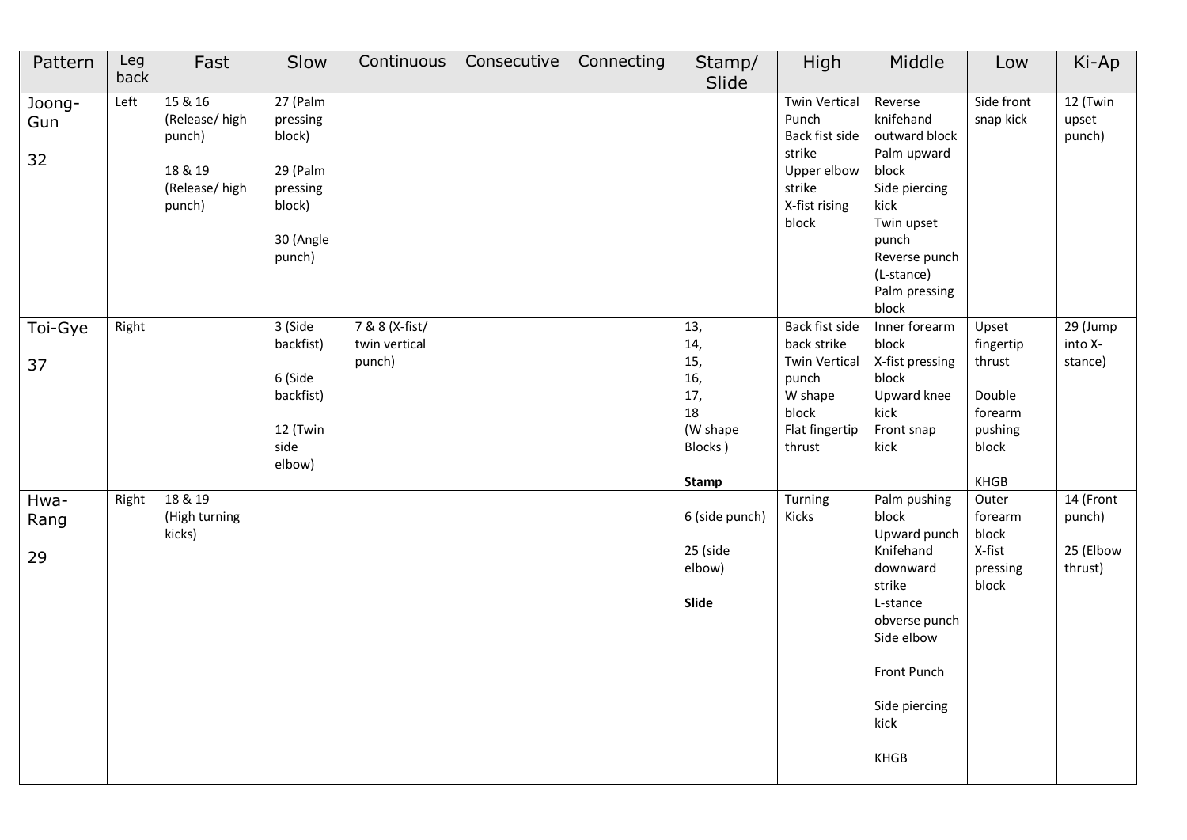| Pattern | Leg back | Fast | Slow | Continuous | Consecutive | Connecting | Stamp/ Slide | High | Middle | Low | Ki-Ap |
|---|---|---|---|---|---|---|---|---|---|---|---|
| Joong-Gun<br><br>32 | Left | 15 & 16 (Release/ high punch)<br><br>18 & 19 (Release/ high punch) | 27 (Palm pressing block)<br><br>29 (Palm pressing block)<br><br>30 (Angle punch) | | | | | Twin Vertical Punch<br>Back fist side strike<br>Upper elbow strike<br>X-fist rising block | Reverse knifehand outward block<br>Palm upward block<br>Side piercing kick<br>Twin upset punch<br>Reverse punch (L-stance)<br>Palm pressing block | Side front snap kick | 12 (Twin upset punch) |
| Toi-Gye<br><br>37 | Right | | 3 (Side backfist)<br><br>6 (Side backfist)<br><br>12 (Twin side elbow) | 7 & 8 (X-fist/ twin vertical punch) | | | 13,<br>14,<br>15,<br>16,<br>17,<br>18<br>(W shape Blocks )<br><br>**Stamp** | Back fist side back strike<br>Twin Vertical punch<br>W shape block<br>Flat fingertip thrust | Inner forearm block<br>X-fist pressing block<br>Upward knee kick<br>Front snap kick | Upset fingertip thrust<br><br>Double forearm pushing block<br><br>KHGB | 29 (Jump into X-stance) |
| Hwa-Rang<br><br>29 | Right | 18 & 19 (High turning kicks) | | | | | 6 (side punch)<br><br>25 (side elbow)<br><br>**Slide** | Turning Kicks | Palm pushing block<br>Upward punch<br>Knifehand downward strike<br>L-stance obverse punch<br>Side elbow<br><br>Front Punch<br><br>Side piercing kick<br><br>KHGB | Outer forearm block<br>X-fist pressing block | 14 (Front punch)<br><br>25 (Elbow thrust) |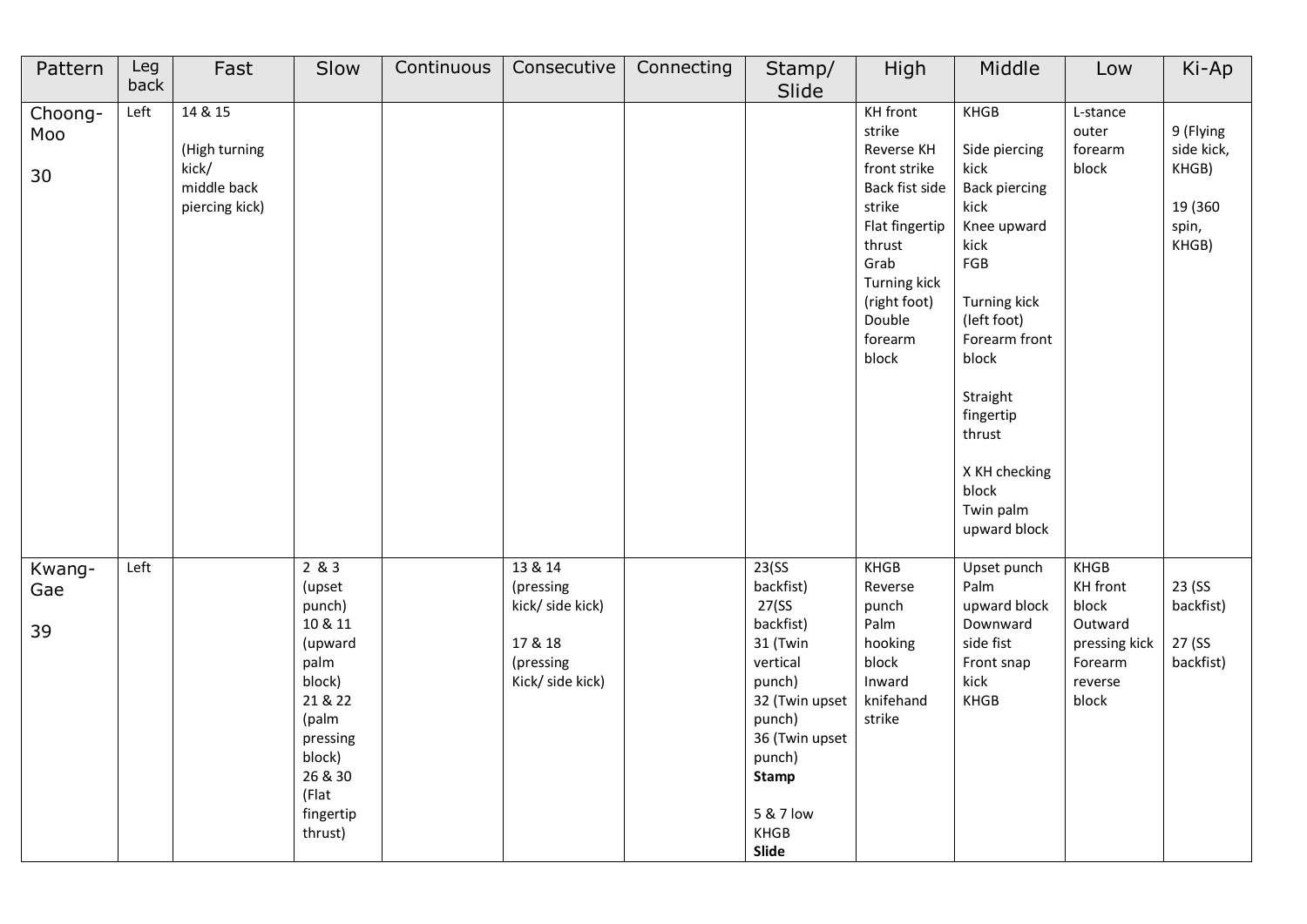| Pattern | Leg back | Fast | Slow | Continuous | Consecutive | Connecting | Stamp/ Slide | High | Middle | Low | Ki-Ap |
|---|---|---|---|---|---|---|---|---|---|---|---|
| Choong-Moo<br><br>30 | Left | 14 & 15<br><br>(High turning kick/<br>middle back piercing kick) | | | | | | KH front strike<br>Reverse KH front strike<br>Back fist side strike<br>Flat fingertip thrust<br>Grab<br>Turning kick (right foot)<br>Double forearm block | KHGB<br><br>Side piercing kick<br>Back piercing kick<br>Knee upward kick<br>FGB<br><br>Turning kick (left foot)<br>Forearm front block<br><br>Straight fingertip thrust<br><br>X KH checking block<br>Twin palm upward block | L-stance outer forearm block | 9 (Flying side kick, KHGB)<br><br>19 (360 spin, KHGB) |
| Kwang-Gae<br><br>39 | Left | | 2 & 3 (upset punch)<br>10 & 11 (upward palm block)<br>21 & 22 (palm pressing block)<br>26 & 30 (Flat fingertip thrust) | | 13 & 14 (pressing kick/ side kick)<br><br>17 & 18 (pressing Kick/ side kick) | | 23(SS backfist)<br>27(SS backfist)<br>31 (Twin vertical punch)<br>32 (Twin upset punch)<br>36 (Twin upset punch)<br>**Stamp**<br><br>5 & 7 low KHGB<br>**Slide** | KHGB<br>Reverse punch<br>Palm hooking block<br>Inward knifehand strike | Upset punch<br>Palm upward block<br>Downward side fist<br>Front snap kick<br>KHGB | KHGB<br>KH front block<br>Outward pressing kick<br>Forearm reverse block | 23 (SS backfist)<br><br>27 (SS backfist) |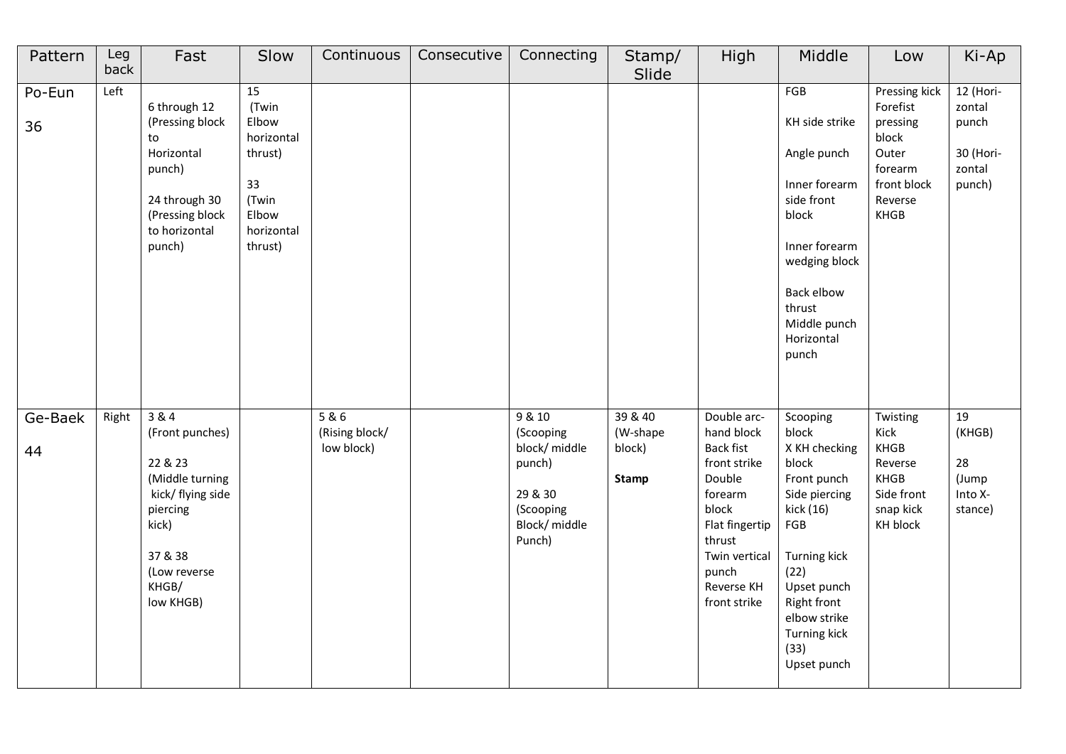| Pattern | Leg back | Fast | Slow | Continuous | Consecutive | Connecting | Stamp/ Slide | High | Middle | Low | Ki-Ap |
|---|---|---|---|---|---|---|---|---|---|---|---|
| Po-Eun<br><br>36 | Left | 6 through 12 (Pressing block to Horizontal punch)<br><br>24 through 30 (Pressing block to horizontal punch) | 15 (Twin Elbow horizontal thrust)<br><br>33 (Twin Elbow horizontal thrust) | | | | | | FGB<br><br>KH side strike<br><br>Angle punch<br><br>Inner forearm side front block<br><br>Inner forearm wedging block<br><br>Back elbow thrust<br>Middle punch<br>Horizontal punch | Pressing kick<br>Forefist pressing block<br>Outer forearm front block<br>Reverse KHGB | 12 (Hori-zontal punch<br><br>30 (Hori-zontal punch) |
| Ge-Baek<br><br>44 | Right | 3 & 4 (Front punches)<br><br>22 & 23 (Middle turning kick/ flying side piercing kick)<br><br>37 & 38 (Low reverse KHGB/ low KHGB) | | 5 & 6 (Rising block/ low block) | | 9 & 10 (Scooping block/ middle punch)<br><br>29 & 30 (Scooping Block/ middle Punch) | 39 & 40 (W-shape block)<br><br>**Stamp** | Double arc-hand block<br>Back fist front strike<br>Double forearm block<br>Flat fingertip thrust<br>Twin vertical punch<br>Reverse KH front strike | Scooping block<br>X KH checking block<br>Front punch<br>Side piercing kick (16)<br>FGB<br><br>Turning kick (22)<br>Upset punch<br>Right front elbow strike<br>Turning kick (33)<br>Upset punch | Twisting Kick<br>KHGB<br>Reverse KHGB<br>Side front snap kick<br>KH block | 19 (KHGB)<br><br>28 (Jump Into X-stance) |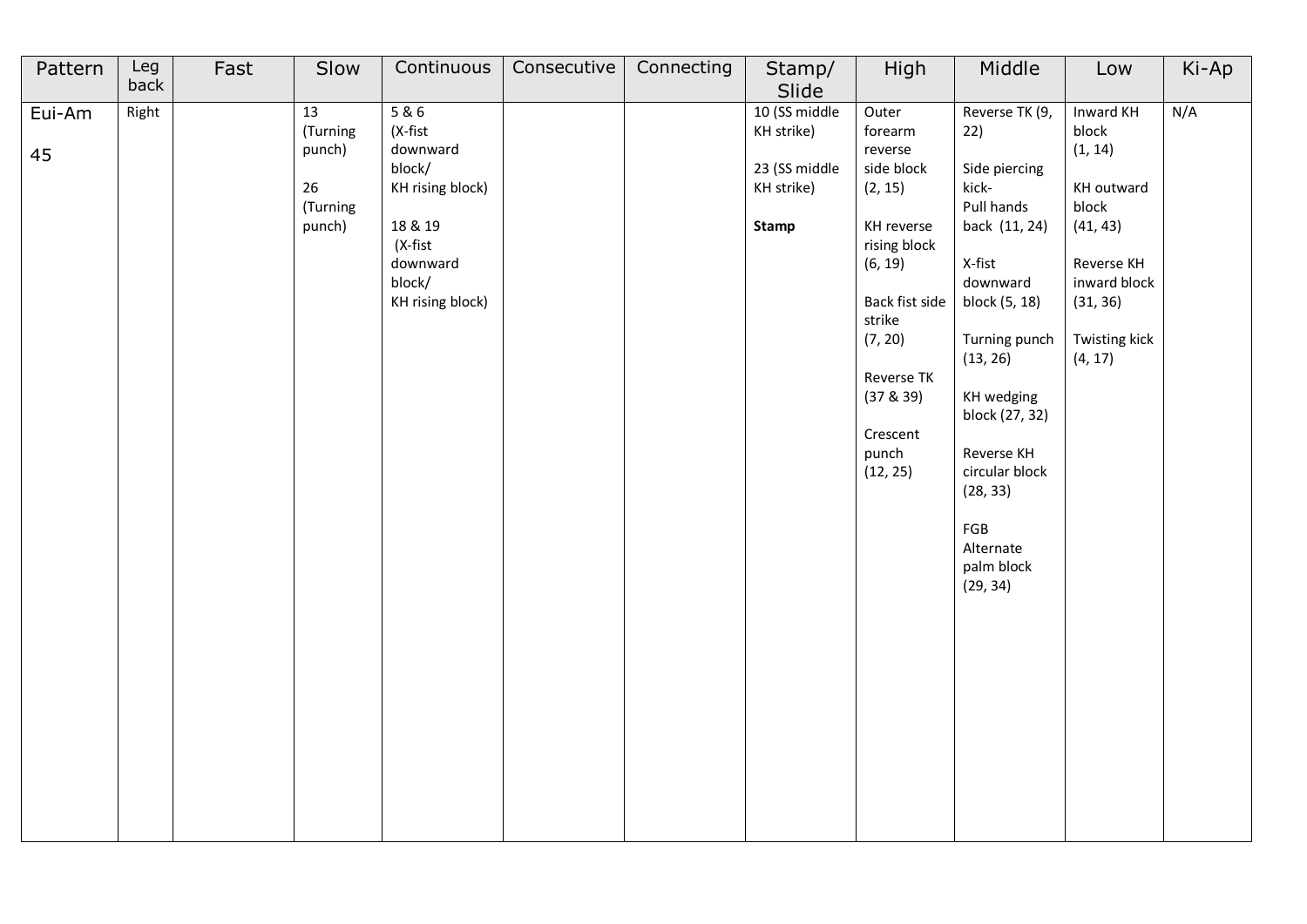| Pattern | Leg back | Fast | Slow | Continuous | Consecutive | Connecting | Stamp/ Slide | High | Middle | Low | Ki-Ap |
|---|---|---|---|---|---|---|---|---|---|---|---|
| Eui-Am<br><br>45 | Right | | 13 (Turning punch)<br><br>26 (Turning punch) | 5 & 6 (X-fist downward block/ KH rising block)<br><br>18 & 19 (X-fist downward block/ KH rising block) | | | 10 (SS middle KH strike)<br><br>23 (SS middle KH strike)<br><br>**Stamp** | Outer forearm reverse side block (2, 15)<br><br>KH reverse rising block (6, 19)<br><br>Back fist side strike (7, 20)<br><br>Reverse TK (37 & 39)<br><br>Crescent punch (12, 25) | Reverse TK (9, 22)<br><br>Side piercing kick- Pull hands back (11, 24)<br><br>X-fist downward block (5, 18)<br><br>Turning punch (13, 26)<br><br>KH wedging block (27, 32)<br><br>Reverse KH circular block (28, 33)<br><br>FGB Alternate palm block (29, 34) | Inward KH block (1, 14)<br><br>KH outward block (41, 43)<br><br>Reverse KH inward block (31, 36)<br><br>Twisting kick (4, 17) | N/A |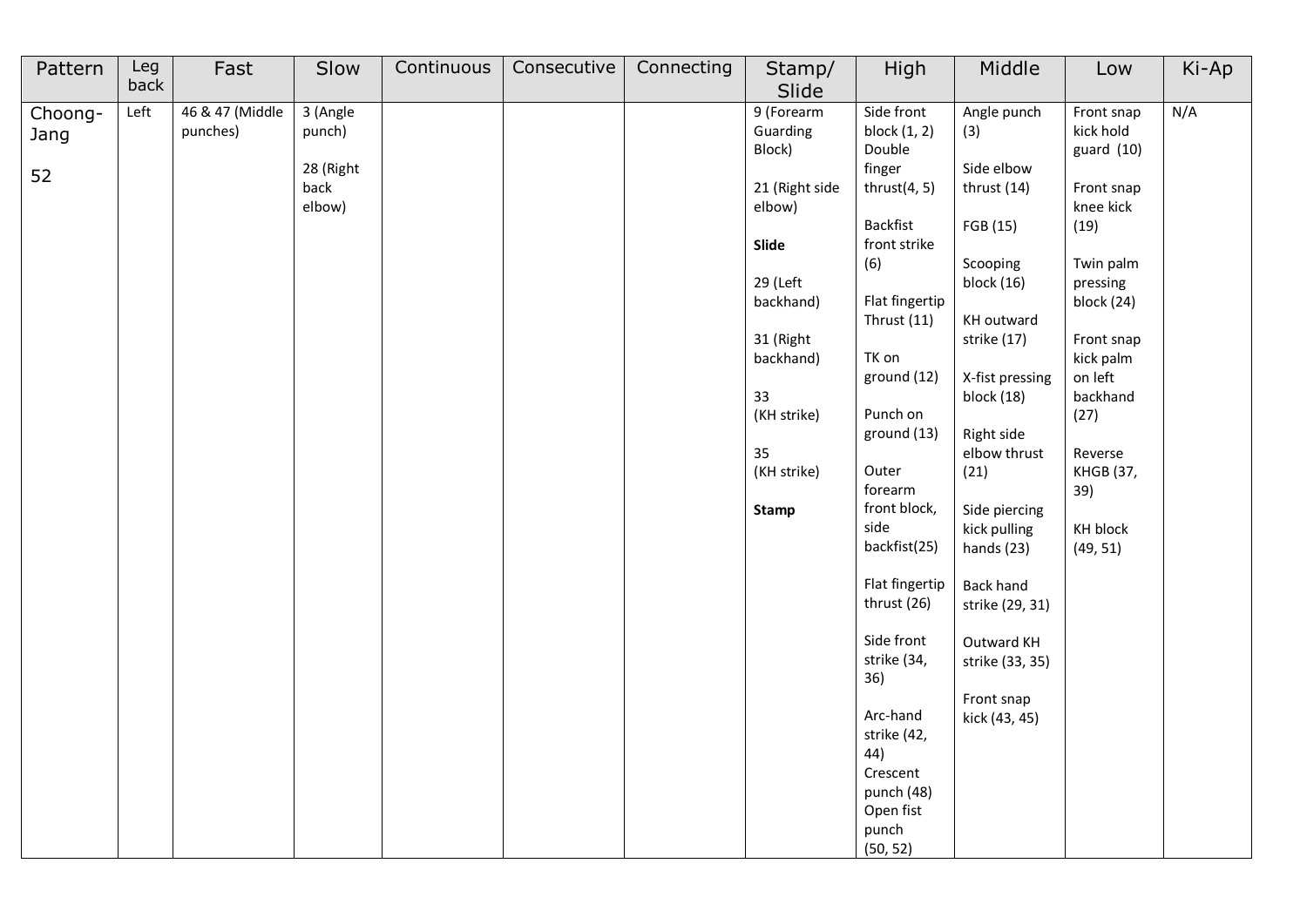| Pattern | Leg back | Fast | Slow | Continuous | Consecutive | Connecting | Stamp/ Slide | High | Middle | Low | Ki-Ap |
|---|---|---|---|---|---|---|---|---|---|---|---|
| Choong-Jang<br><br>52 | Left | 46 & 47 (Middle punches) | 3 (Angle punch)<br><br>28 (Right back elbow) | | | | 9 (Forearm Guarding Block)<br><br>21 (Right side elbow)<br><br>**Slide**<br><br>29 (Left backhand)<br><br>31 (Right backhand)<br><br>33 (KH strike)<br><br>35 (KH strike)<br><br>**Stamp** | Side front block (1, 2)<br>Double finger thrust(4, 5)<br><br>Backfist front strike (6)<br><br>Flat fingertip Thrust (11)<br><br>TK on ground (12)<br><br>Punch on ground (13)<br><br>Outer forearm front block, side backfist(25)<br><br>Flat fingertip thrust (26)<br><br>Side front strike (34, 36)<br><br>Arc-hand strike (42, 44)<br>Crescent punch (48)<br>Open fist punch (50, 52) | Angle punch (3)<br><br>Side elbow thrust (14)<br><br>FGB (15)<br><br>Scooping block (16)<br><br>KH outward strike (17)<br><br>X-fist pressing block (18)<br><br>Right side elbow thrust (21)<br><br>Side piercing kick pulling hands (23)<br><br>Back hand strike (29, 31)<br><br>Outward KH strike (33, 35)<br><br>Front snap kick (43, 45) | Front snap kick hold guard (10)<br><br>Front snap knee kick (19)<br><br>Twin palm pressing block (24)<br><br>Front snap kick palm on left backhand (27)<br><br>Reverse KHGB (37, 39)<br><br>KH block (49, 51) | N/A |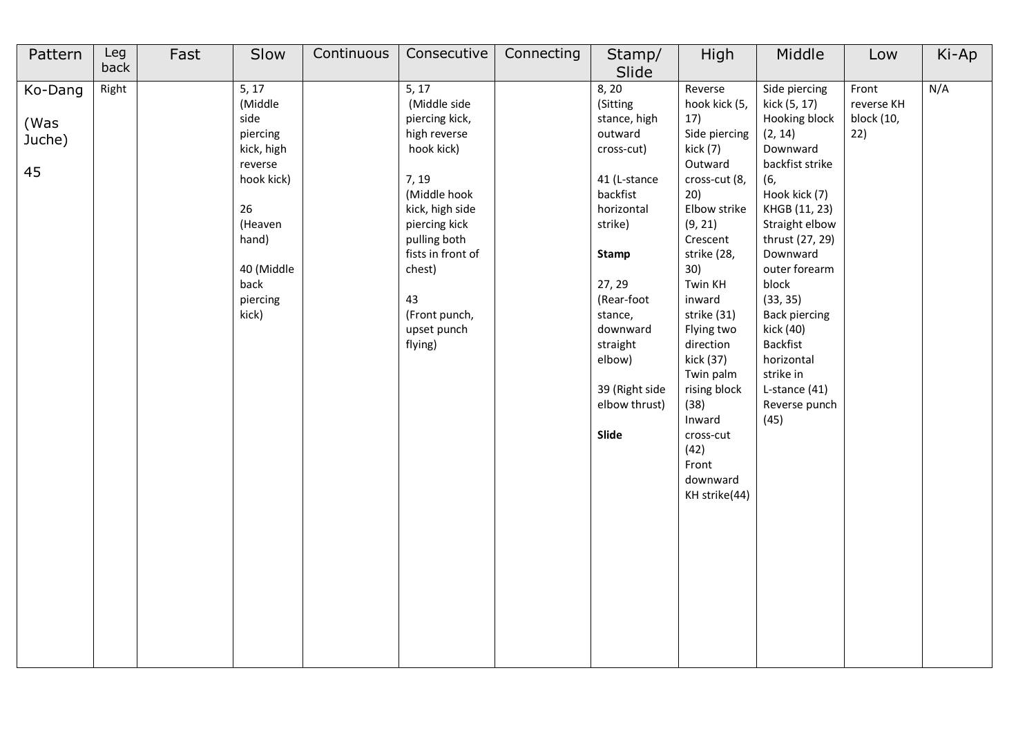| Pattern | Leg back | Fast | Slow | Continuous | Consecutive | Connecting | Stamp/ Slide | High | Middle | Low | Ki-Ap |
|---|---|---|---|---|---|---|---|---|---|---|---|
| Ko-Dang<br><br>(Was Juche)<br><br>45 | Right | | 5, 17 (Middle side piercing kick, high reverse hook kick)<br><br>26 (Heaven hand)<br><br>40 (Middle back piercing kick) | | 5, 17 (Middle side piercing kick, high reverse hook kick)<br><br>7, 19 (Middle hook kick, high side piercing kick pulling both fists in front of chest)<br><br>43 (Front punch, upset punch flying) | | 8, 20 (Sitting stance, high outward cross-cut)<br><br>41 (L-stance backfist horizontal strike)<br><br>**Stamp**<br><br>27, 29 (Rear-foot stance, downward straight elbow)<br><br>39 (Right side elbow thrust)<br><br>**Slide** | Reverse hook kick (5, 17)<br>Side piercing kick (7)<br>Outward cross-cut (8, 20)<br>Elbow strike (9, 21)<br>Crescent strike (28, 30)<br>Twin KH inward strike (31)<br>Flying two direction kick (37)<br>Twin palm rising block (38)<br>Inward cross-cut (42)<br>Front downward KH strike(44) | Side piercing kick (5, 17)<br>Hooking block (2, 14)<br>Downward backfist strike (6,<br>Hook kick (7)<br>KHGB (11, 23)<br>Straight elbow thrust (27, 29)<br>Downward outer forearm block (33, 35)<br>Back piercing kick (40)<br>Backfist horizontal strike in L-stance (41)<br>Reverse punch (45) | Front reverse KH block (10, 22) | N/A |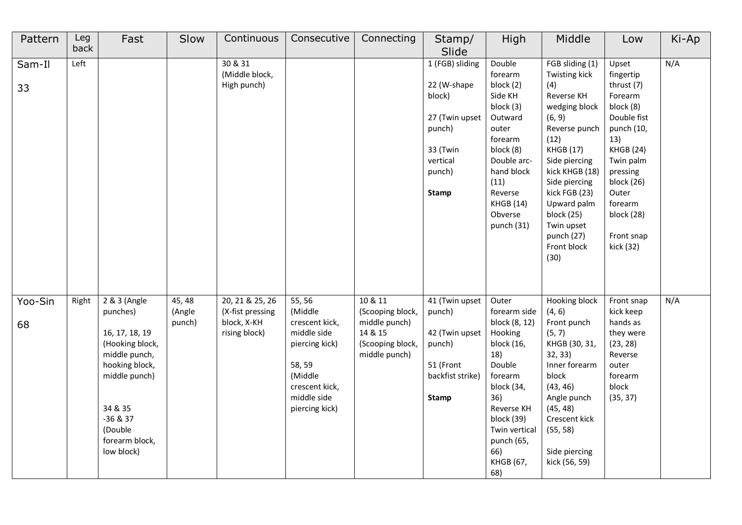| Pattern | Leg back | Fast | Slow | Continuous | Consecutive | Connecting | Stamp/ Slide | High | Middle | Low | Ki-Ap |
|---|---|---|---|---|---|---|---|---|---|---|---|
| Sam-Il<br><br>33 | Left | | | 30 & 31 (Middle block, High punch) | | | 1 (FGB) sliding<br><br>22 (W-shape block)<br><br>27 (Twin upset punch)<br><br>33 (Twin vertical punch)<br><br>**Stamp** | Double forearm block (2)<br>Side KH block (3)<br>Outward outer forearm block (8)<br>Double arc-hand block (11)<br>Reverse KHGB (14)<br>Obverse punch (31) | FGB sliding (1)<br>Twisting kick (4)<br>Reverse KH wedging block (6, 9)<br>Reverse punch (12)<br>KHGB (17)<br>Side piercing kick KHGB (18)<br>Side piercing kick FGB (23)<br>Upward palm block (25)<br>Twin upset punch (27)<br>Front block (30) | Upset fingertip thrust (7)<br>Forearm block (8)<br>Double fist punch (10, 13)<br>KHGB (24)<br>Twin palm pressing block (26)<br>Outer forearm block (28)<br><br>Front snap kick (32) | N/A |
| Yoo-Sin<br><br>68 | Right | 2 & 3 (Angle punches)<br><br>16, 17, 18, 19 (Hooking block, middle punch, hooking block, middle punch)<br><br>34 & 35 -36 & 37 (Double forearm block, low block) | 45, 48 (Angle punch) | 20, 21 & 25, 26 (X-fist pressing block, X-KH rising block) | 55, 56 (Middle crescent kick, middle side piercing kick)<br><br>58, 59 (Middle crescent kick, middle side piercing kick) | 10 & 11 (Scooping block, middle punch)<br>14 & 15 (Scooping block, middle punch) | 41 (Twin upset punch)<br><br>42 (Twin upset punch)<br><br>51 (Front backfist strike)<br><br>**Stamp** | Outer forearm side block (8, 12)<br>Hooking block (16, 18)<br>Double forearm block (34, 36)<br>Reverse KH block (39)<br>Twin vertical punch (65, 66)<br>KHGB (67, 68) | Hooking block (4, 6)<br>Front punch (5, 7)<br>KHGB (30, 31, 32, 33)<br>Inner forearm block (43, 46)<br>Angle punch (45, 48)<br>Crescent kick (55, 58)<br><br>Side piercing kick (56, 59) | Front snap kick keep hands as they were (23, 28)<br>Reverse outer forearm block (35, 37) | N/A |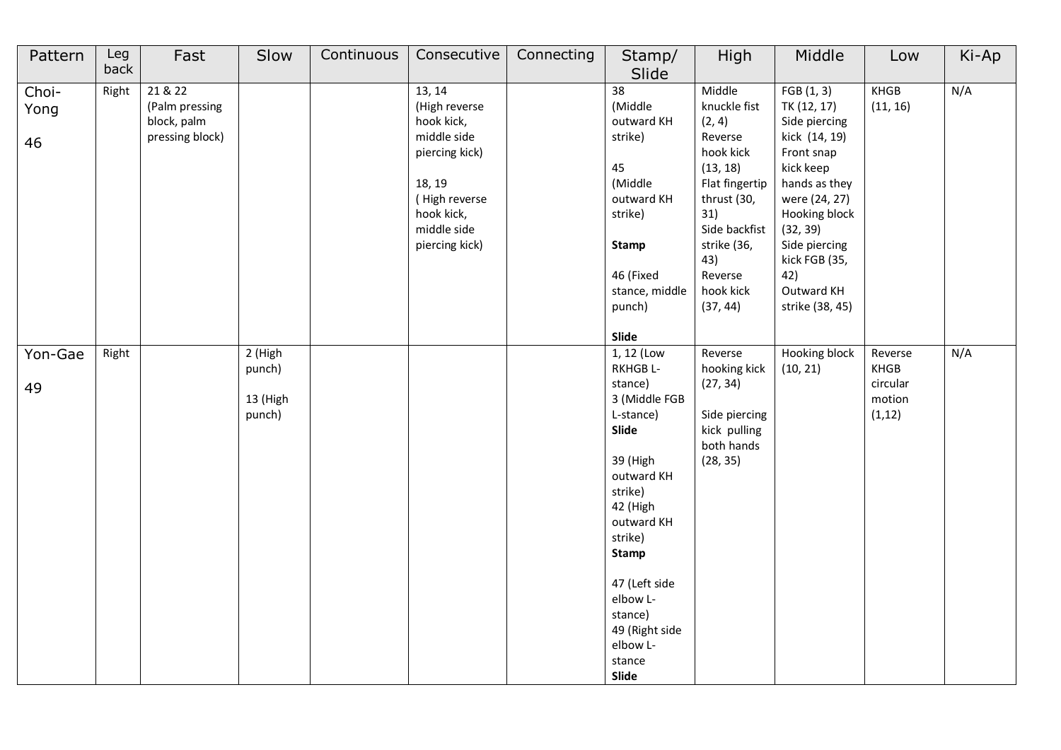| Pattern | Leg back | Fast | Slow | Continuous | Consecutive | Connecting | Stamp/ Slide | High | Middle | Low | Ki-Ap |
|---|---|---|---|---|---|---|---|---|---|---|---|
| Choi-Yong<br><br>46 | Right | 21 & 22 (Palm pressing block, palm pressing block) | | | 13, 14 (High reverse hook kick, middle side piercing kick)<br><br>18, 19 ( High reverse hook kick, middle side piercing kick) | | 38 (Middle outward KH strike)<br><br>45 (Middle outward KH strike)<br><br>**Stamp**<br><br>46 (Fixed stance, middle punch)<br><br>**Slide** | Middle knuckle fist (2, 4)<br>Reverse hook kick (13, 18)<br>Flat fingertip thrust (30, 31)<br>Side backfist strike (36, 43)<br>Reverse hook kick (37, 44) | FGB (1, 3)<br>TK (12, 17)<br>Side piercing kick (14, 19)<br>Front snap kick keep hands as they were (24, 27)<br>Hooking block (32, 39)<br>Side piercing kick FGB (35, 42)<br>Outward KH strike (38, 45) | KHGB (11, 16) | N/A |
| Yon-Gae<br><br>49 | Right | | 2 (High punch)<br><br>13 (High punch) | | | | 1, 12 (Low RKHGB L-stance)<br>3 (Middle FGB L-stance)<br>**Slide**<br><br>39 (High outward KH strike)<br>42 (High outward KH strike)<br>**Stamp**<br><br>47 (Left side elbow L-stance)<br>49 (Right side elbow L-stance<br>**Slide** | Reverse hooking kick (27, 34)<br><br>Side piercing kick pulling both hands (28, 35) | Hooking block (10, 21) | Reverse KHGB circular motion (1,12) | N/A |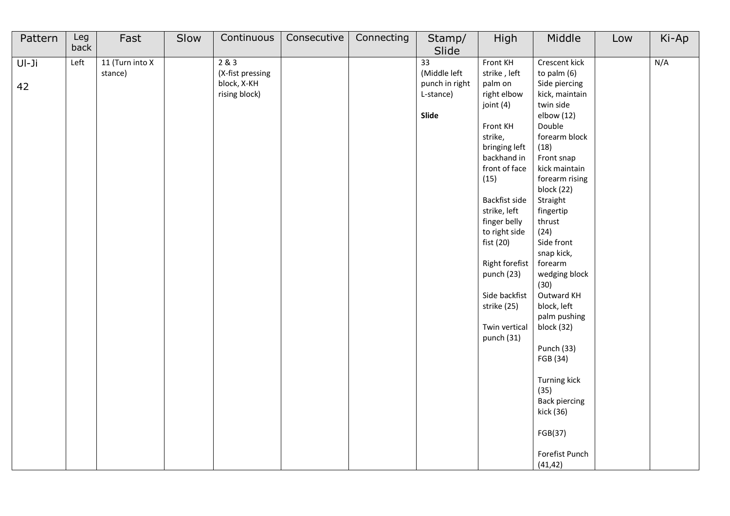| Pattern | Leg back | Fast | Slow | Continuous | Consecutive | Connecting | Stamp/ Slide | High | Middle | Low | Ki-Ap |
|---|---|---|---|---|---|---|---|---|---|---|---|
| Ul-Ji<br><br>42 | Left | 11 (Turn into X stance) | | 2 & 3<br>(X-fist pressing block, X-KH rising block) | | | 33<br>(Middle left punch in right L-stance)<br><br>**Slide** | Front KH strike , left palm on right elbow joint (4)<br><br>Front KH strike, bringing left backhand in front of face (15)<br><br>Backfist side strike, left finger belly to right side fist (20)<br><br>Right forefist punch (23)<br><br>Side backfist strike (25)<br><br>Twin vertical punch (31) | Crescent kick to palm (6)<br>Side piercing kick, maintain twin side elbow (12)<br>Double forearm block (18)<br>Front snap kick maintain forearm rising block (22)<br>Straight fingertip thrust (24)<br>Side front snap kick, forearm wedging block (30)<br>Outward KH block, left palm pushing block (32)<br><br>Punch (33)<br>FGB (34)<br><br>Turning kick (35)<br>Back piercing kick (36)<br><br>FGB(37)<br><br>Forefist Punch (41,42) | | N/A |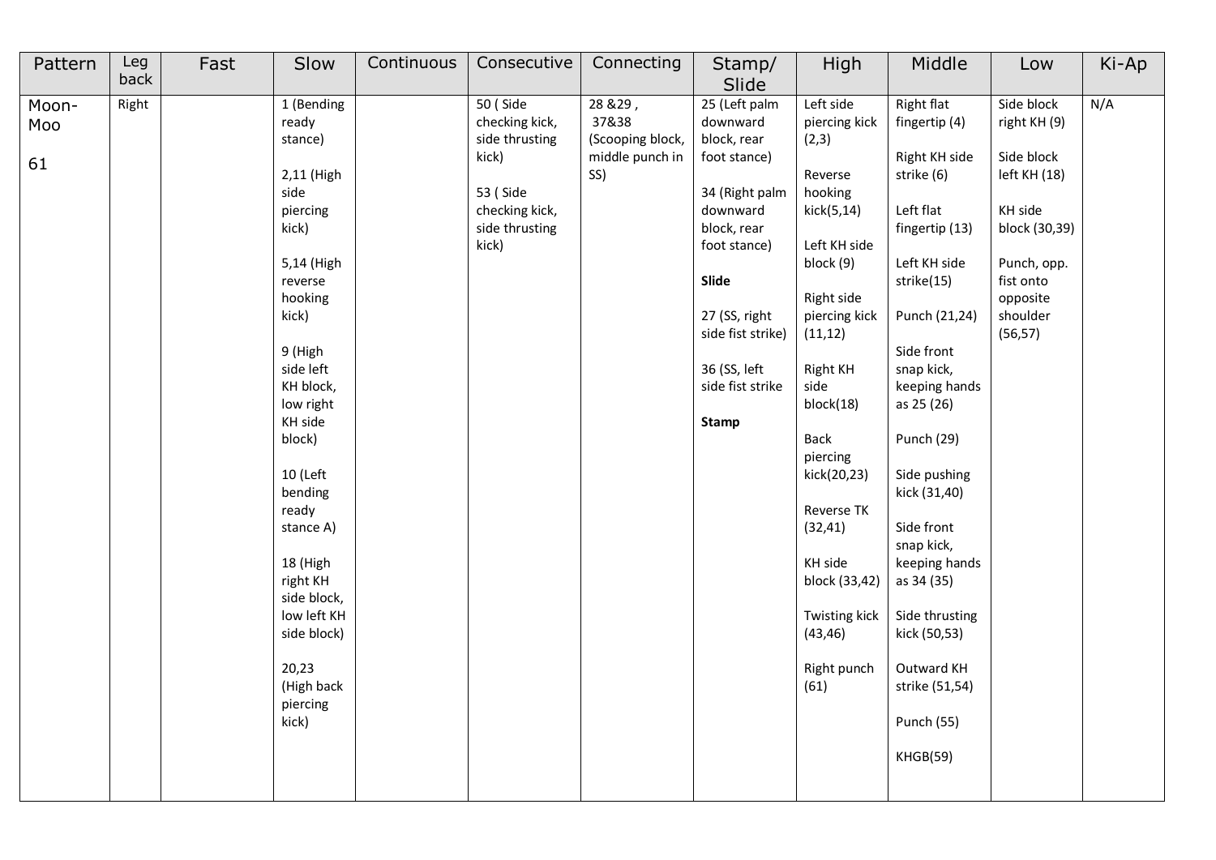| Pattern | Leg back | Fast | Slow | Continuous | Consecutive | Connecting | Stamp/ Slide | High | Middle | Low | Ki-Ap |
|---|---|---|---|---|---|---|---|---|---|---|---|
| Moon-Moo<br><br>61 | Right | | 1 (Bending ready stance)<br><br>2,11 (High side piercing kick)<br><br>5,14 (High reverse hooking kick)<br><br>9 (High side left KH block, low right KH side block)<br><br>10 (Left bending ready stance A)<br><br>18 (High right KH side block, low left KH side block)<br><br>20,23 (High back piercing kick) | | 50 ( Side checking kick, side thrusting kick)<br><br>53 ( Side checking kick, side thrusting kick) | 28 &29 , 37&38 (Scooping block, middle punch in SS) | 25 (Left palm downward block, rear foot stance)<br><br>34 (Right palm downward block, rear foot stance)<br><br>**Slide**<br><br>27 (SS, right side fist strike)<br><br>36 (SS, left side fist strike<br><br>**Stamp** | Left side piercing kick (2,3)<br><br>Reverse hooking kick(5,14)<br><br>Left KH side block (9)<br><br>Right side piercing kick (11,12)<br><br>Right KH side block(18)<br><br>Back piercing kick(20,23)<br><br>Reverse TK (32,41)<br><br>KH side block (33,42)<br><br>Twisting kick (43,46)<br><br>Right punch (61) | Right flat fingertip (4)<br><br>Right KH side strike (6)<br><br>Left flat fingertip (13)<br><br>Left KH side strike(15)<br><br>Punch (21,24)<br><br>Side front snap kick, keeping hands as 25 (26)<br><br>Punch (29)<br><br>Side pushing kick (31,40)<br><br>Side front snap kick, keeping hands as 34 (35)<br><br>Side thrusting kick (50,53)<br><br>Outward KH strike (51,54)<br><br>Punch (55)<br><br>KHGB(59) | Side block right KH (9)<br><br>Side block left KH (18)<br><br>KH side block (30,39)<br><br>Punch, opp. fist onto opposite shoulder (56,57) | N/A |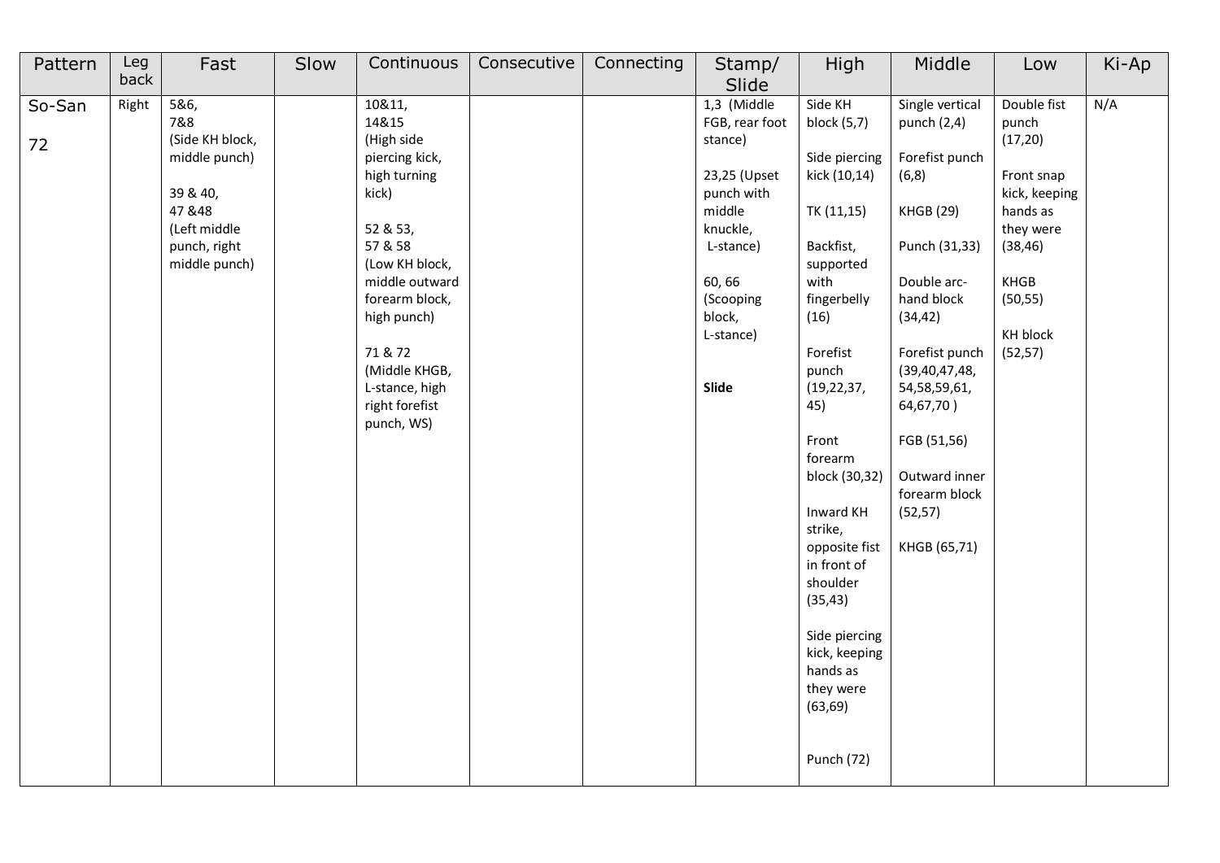| Pattern | Leg back | Fast | Slow | Continuous | Consecutive | Connecting | Stamp/ Slide | High | Middle | Low | Ki-Ap |
|---|---|---|---|---|---|---|---|---|---|---|---|
| So-San<br><br>72 | Right | 5&6,<br>7&8<br>(Side KH block, middle punch)<br><br>39 & 40,<br>47 &48<br>(Left middle punch, right middle punch) | | 10&11,<br>14&15<br>(High side piercing kick, high turning kick)<br><br>52 & 53,<br>57 & 58<br>(Low KH block, middle outward forearm block, high punch)<br><br>71 & 72<br>(Middle KHGB, L-stance, high right forefist punch, WS) | | | 1,3 (Middle FGB, rear foot stance)<br><br>23,25 (Upset punch with middle knuckle, L-stance)<br><br>60, 66 (Scooping block, L-stance)<br><br>**Slide** | Side KH block (5,7)<br><br>Side piercing kick (10,14)<br><br>TK (11,15)<br><br>Backfist, supported with fingerbelly (16)<br><br>Forefist punch (19,22,37, 45)<br><br>Front forearm block (30,32)<br><br>Inward KH strike, opposite fist in front of shoulder (35,43)<br><br>Side piercing kick, keeping hands as they were (63,69)<br><br>Punch (72) | Single vertical punch (2,4)<br><br>Forefist punch (6,8)<br><br>KHGB (29)<br><br>Punch (31,33)<br><br>Double arc-hand block (34,42)<br><br>Forefist punch (39,40,47,48, 54,58,59,61, 64,67,70 )<br><br>FGB (51,56)<br><br>Outward inner forearm block (52,57)<br><br>KHGB (65,71) | Double fist punch (17,20)<br><br>Front snap kick, keeping hands as they were (38,46)<br><br>KHGB (50,55)<br><br>KH block (52,57) | N/A |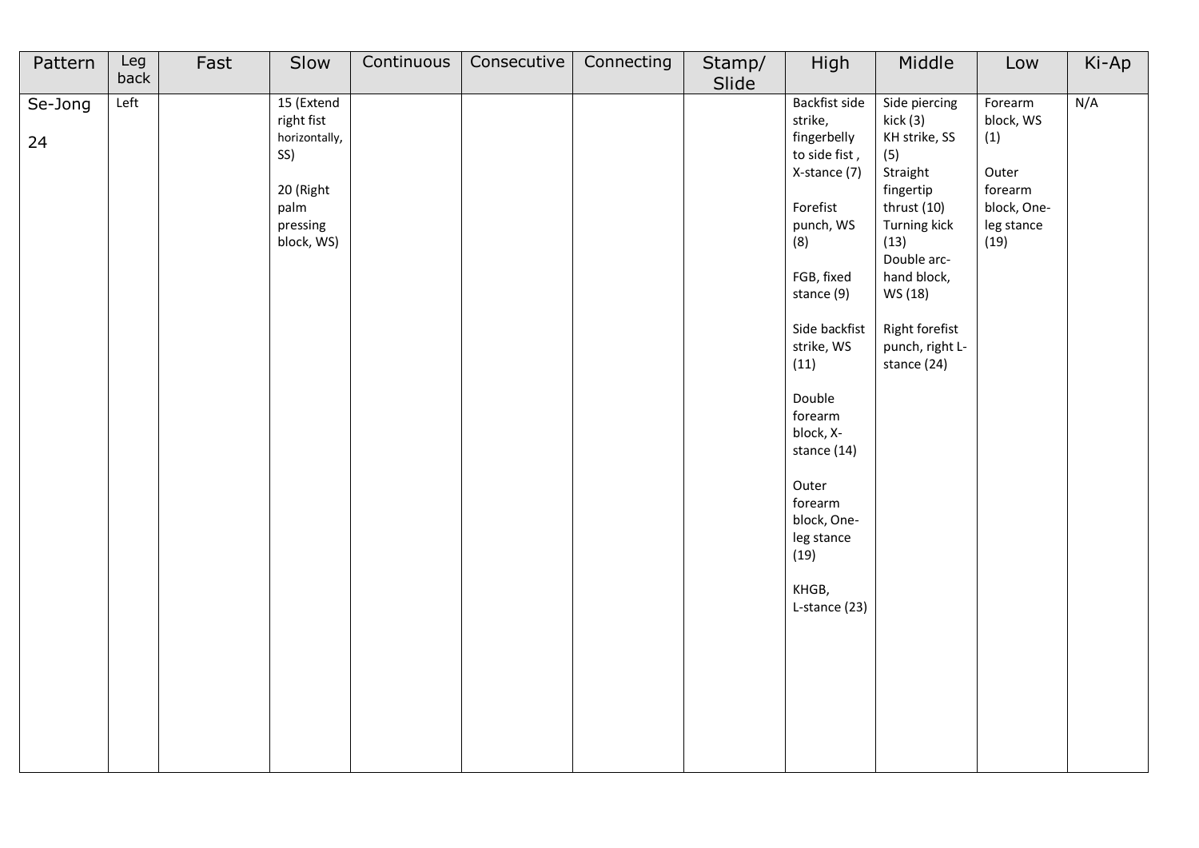| Pattern | Leg back | Fast | Slow | Continuous | Consecutive | Connecting | Stamp/ Slide | High | Middle | Low | Ki-Ap |
|---|---|---|---|---|---|---|---|---|---|---|---|
| Se-Jong<br><br>24 | Left | | 15 (Extend right fist horizontally, SS)<br><br>20 (Right palm pressing block, WS) | | | | | Backfist side strike, fingerbelly to side fist , X-stance (7)<br><br>Forefist punch, WS (8)<br><br>FGB, fixed stance (9)<br><br>Side backfist strike, WS (11)<br><br>Double forearm block, X-stance (14)<br><br>Outer forearm block, One-leg stance (19)<br><br>KHGB, L-stance (23) | Side piercing kick (3)<br>KH strike, SS (5)<br>Straight fingertip thrust (10)<br>Turning kick (13)<br>Double arc-hand block, WS (18)<br><br>Right forefist punch, right L-stance (24) | Forearm block, WS (1)<br><br>Outer forearm block, One-leg stance (19) | N/A |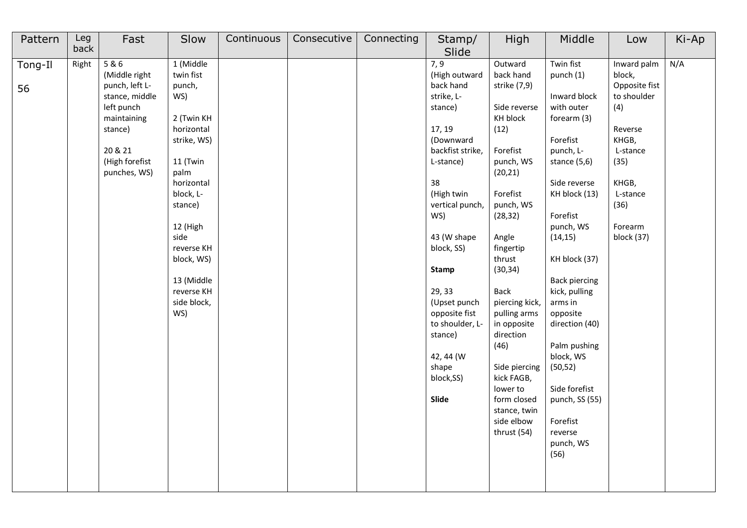| Pattern | Leg back | Fast | Slow | Continuous | Consecutive | Connecting | Stamp/ Slide | High | Middle | Low | Ki-Ap |
|---|---|---|---|---|---|---|---|---|---|---|---|
| Tong-Il<br><br>56 | Right | 5 & 6 (Middle right punch, left L-stance, middle left punch maintaining stance)<br><br>20 & 21 (High forefist punches, WS) | 1 (Middle twin fist punch, WS)<br><br>2 (Twin KH horizontal strike, WS)<br><br>11 (Twin palm horizontal block, L-stance)<br><br>12 (High side reverse KH block, WS)<br><br>13 (Middle reverse KH side block, WS) | | | | 7, 9 (High outward back hand strike, L-stance)<br><br>17, 19 (Downward backfist strike, L-stance)<br><br>38 (High twin vertical punch, WS)<br><br>43 (W shape block, SS)<br><br>**Stamp**<br><br>29, 33 (Upset punch opposite fist to shoulder, L-stance)<br><br>42, 44 (W shape block,SS)<br><br>**Slide** | Outward back hand strike (7,9)<br><br>Side reverse KH block (12)<br><br>Forefist punch, WS (20,21)<br><br>Forefist punch, WS (28,32)<br><br>Angle fingertip thrust (30,34)<br><br>Back piercing kick, pulling arms in opposite direction (46)<br><br>Side piercing kick FAGB, lower to form closed stance, twin side elbow thrust (54) | Twin fist punch (1)<br><br>Inward block with outer forearm (3)<br><br>Forefist punch, L-stance (5,6)<br><br>Side reverse KH block (13)<br><br>Forefist punch, WS (14,15)<br><br>KH block (37)<br><br>Back piercing kick, pulling arms in opposite direction (40)<br><br>Palm pushing block, WS (50,52)<br><br>Side forefist punch, SS (55)<br><br>Forefist reverse punch, WS (56) | Inward palm block, Opposite fist to shoulder (4)<br><br>Reverse KHGB, L-stance (35)<br><br>KHGB, L-stance (36)<br><br>Forearm block (37) | N/A |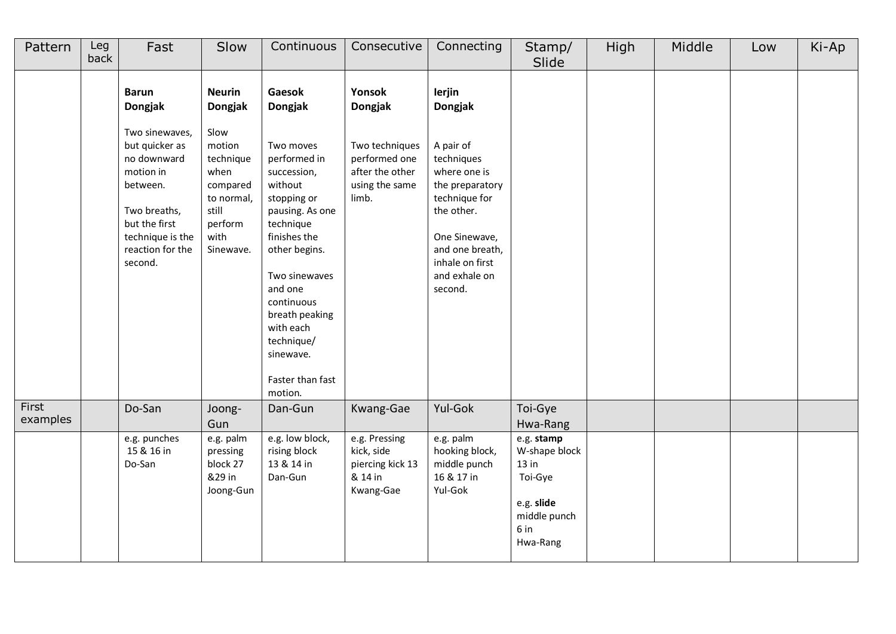| Pattern | Leg back | Fast | Slow | Continuous | Consecutive | Connecting | Stamp/ Slide | High | Middle | Low | Ki-Ap |
|---|---|---|---|---|---|---|---|---|---|---|---|
| | | **Barun Dongjak**<br><br>Two sinewaves, but quicker as no downward motion in between.<br><br>Two breaths, but the first technique is the reaction for the second. | **Neurin Dongjak**<br><br>Slow motion technique when compared to normal, still perform with Sinewave. | **Gaesok Dongjak**<br><br>Two moves performed in succession, without stopping or pausing. As one technique finishes the other begins.<br><br>Two sinewaves and one continuous breath peaking with each technique/ sinewave.<br><br>Faster than fast motion. | **Yonsok Dongjak**<br><br>Two techniques performed one after the other using the same limb. | **Ierjin Dongjak**<br><br>A pair of techniques where one is the preparatory technique for the other.<br><br>One Sinewave, and one breath, inhale on first and exhale on second. | | | | | |
| First examples | | Do-San | Joong-Gun | Dan-Gun | Kwang-Gae | Yul-Gok | Toi-Gye Hwa-Rang | | | | |
| | | e.g. punches 15 & 16 in Do-San | e.g. palm pressing block 27 &29 in Joong-Gun | e.g. low block, rising block 13 & 14 in Dan-Gun | e.g. Pressing kick, side piercing kick 13 & 14 in Kwang-Gae | e.g. palm hooking block, middle punch 16 & 17 in Yul-Gok | e.g. **stamp** W-shape block 13 in Toi-Gye<br><br>e.g. **slide** middle punch 6 in Hwa-Rang | | | | |